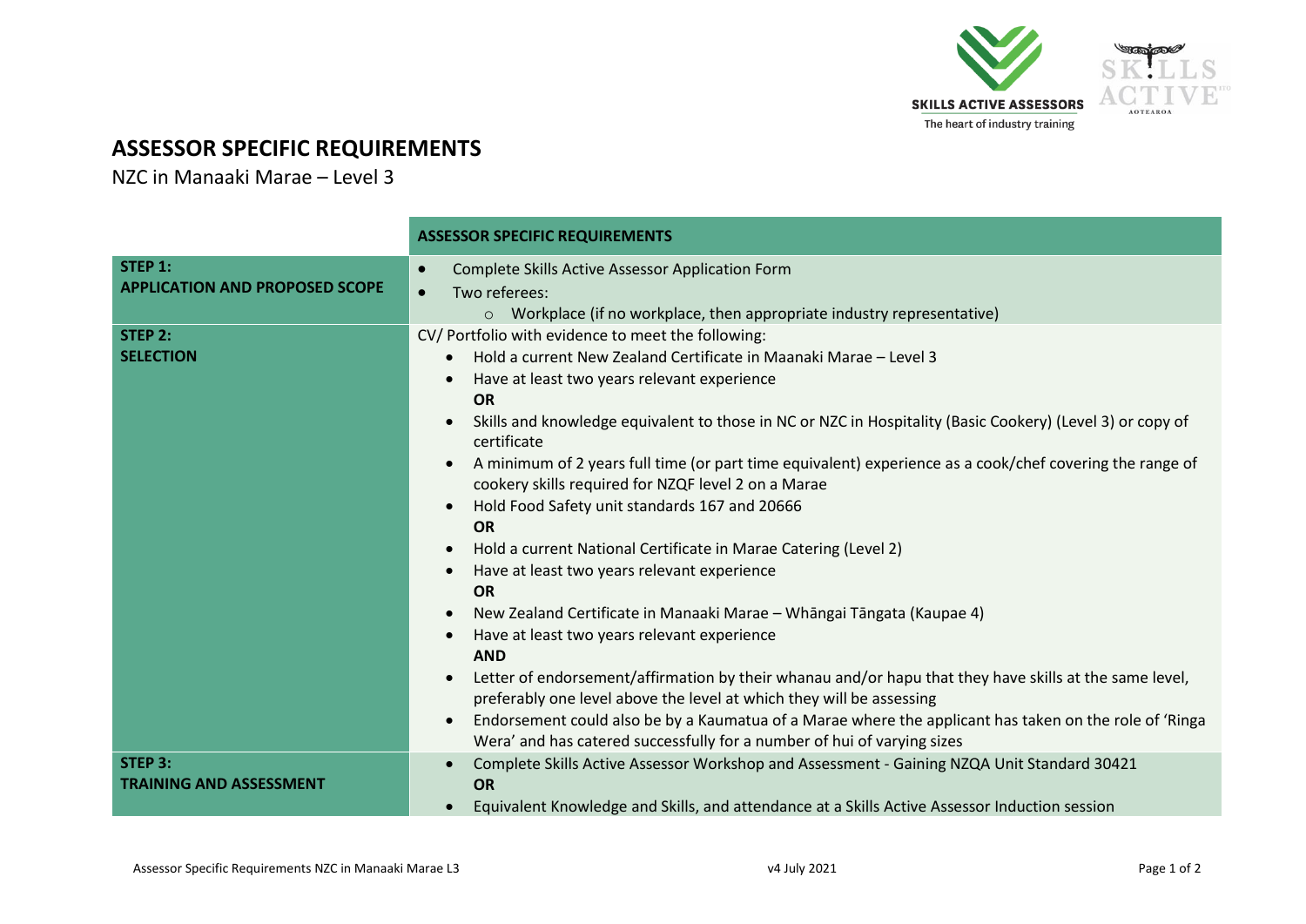# ASSESSOR SPECIFIC REQUIREMENTS

NZC in Manaaki Marae – Level 3

| | ASSESSOR SPECIFIC REQUIREMENTS |
|---|---|
| **STEP 1:**<br>**APPLICATION AND PROPOSED SCOPE** | • Complete Skills Active Assessor Application Form<br>• Two referees:<br>  ○ Workplace (if no workplace, then appropriate industry representative) |
| **STEP 2:**<br>**SELECTION** | CV/ Portfolio with evidence to meet the following:<br>• Hold a current New Zealand Certificate in Maanaki Marae – Level 3<br>• Have at least two years relevant experience<br>**OR**<br>• Skills and knowledge equivalent to those in NC or NZC in Hospitality (Basic Cookery) (Level 3) or copy of certificate<br>• A minimum of 2 years full time (or part time equivalent) experience as a cook/chef covering the range of cookery skills required for NZQF level 2 on a Marae<br>• Hold Food Safety unit standards 167 and 20666<br>**OR**<br>• Hold a current National Certificate in Marae Catering (Level 2)<br>• Have at least two years relevant experience<br>**OR**<br>• New Zealand Certificate in Manaaki Marae – Whāngai Tāngata (Kaupae 4)<br>• Have at least two years relevant experience<br>**AND**<br>• Letter of endorsement/affirmation by their whanau and/or hapu that they have skills at the same level, preferably one level above the level at which they will be assessing<br>• Endorsement could also be by a Kaumatua of a Marae where the applicant has taken on the role of 'Ringa Wera' and has catered successfully for a number of hui of varying sizes |
| **STEP 3:**<br>**TRAINING AND ASSESSMENT** | • Complete Skills Active Assessor Workshop and Assessment - Gaining NZQA Unit Standard 30421<br>**OR**<br>• Equivalent Knowledge and Skills, and attendance at a Skills Active Assessor Induction session |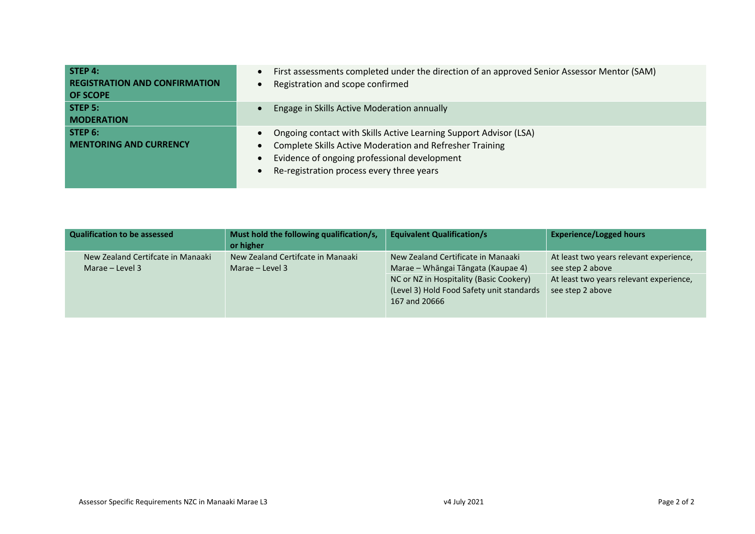| | |
|---|---|
| **STEP 4: REGISTRATION AND CONFIRMATION OF SCOPE** | • First assessments completed under the direction of an approved Senior Assessor Mentor (SAM)<br>• Registration and scope confirmed |
| **STEP 5: MODERATION** | • Engage in Skills Active Moderation annually |
| **STEP 6: MENTORING AND CURRENCY** | • Ongoing contact with Skills Active Learning Support Advisor (LSA)<br>• Complete Skills Active Moderation and Refresher Training<br>• Evidence of ongoing professional development<br>• Re-registration process every three years |

| Qualification to be assessed | Must hold the following qualification/s, or higher | Equivalent Qualification/s | Experience/Logged hours |
|---|---|---|---|
| New Zealand Certifcate in Manaaki Marae – Level 3 | New Zealand Certifcate in Manaaki Marae – Level 3 | New Zealand Certificate in Manaaki Marae – Whāngai Tāngata (Kaupae 4) | At least two years relevant experience, see step 2 above |
| | | NC or NZ in Hospitality (Basic Cookery) (Level 3) Hold Food Safety unit standards 167 and 20666 | At least two years relevant experience, see step 2 above |

Assessor Specific Requirements NZC in Manaaki Marae L3 v4 July 2021